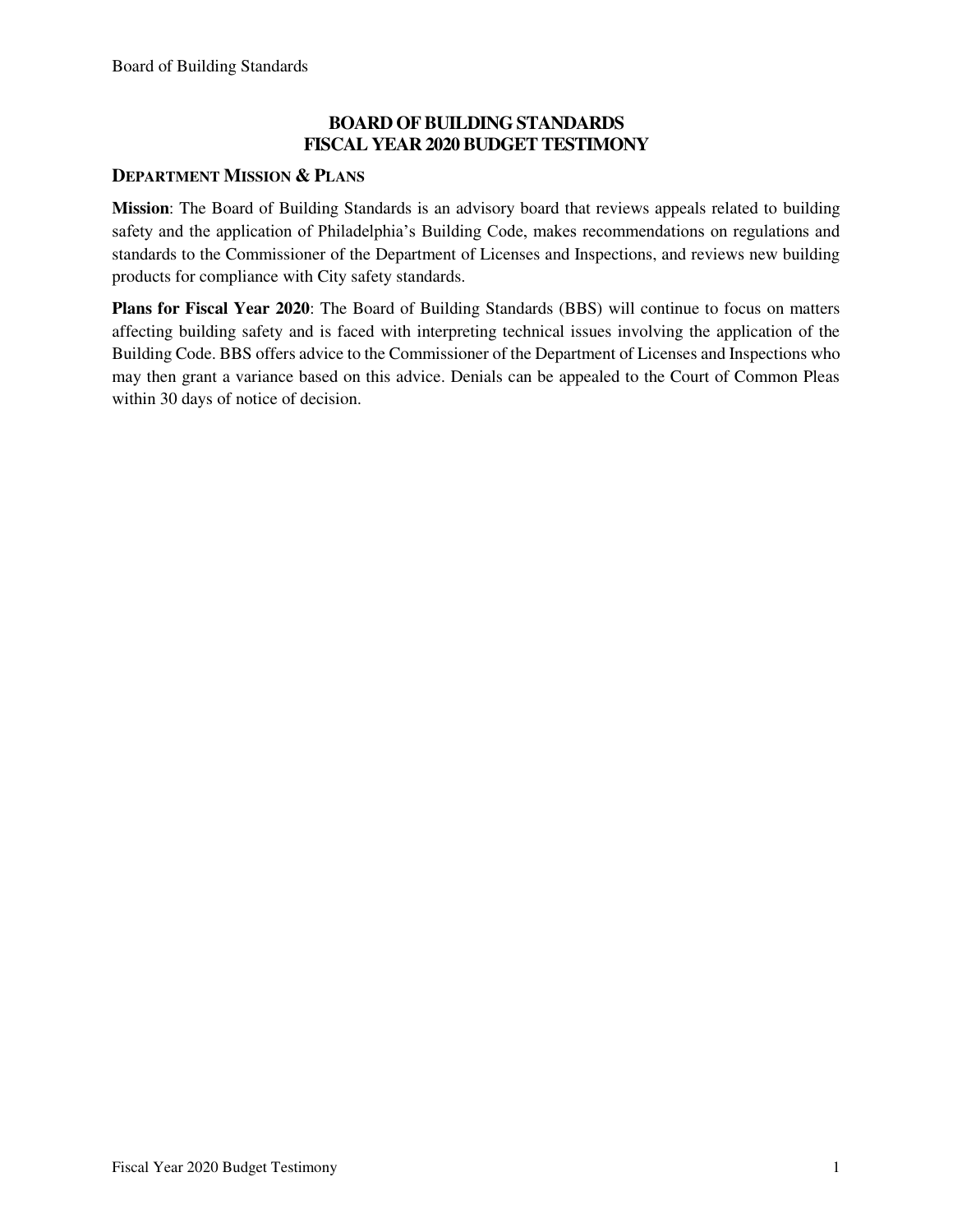# BOARD OF BUILDING STANDARDS
# FISCAL YEAR 2020 BUDGET TESTIMONY

## DEPARTMENT MISSION & PLANS

**Mission**: The Board of Building Standards is an advisory board that reviews appeals related to building safety and the application of Philadelphia's Building Code, makes recommendations on regulations and standards to the Commissioner of the Department of Licenses and Inspections, and reviews new building products for compliance with City safety standards.

**Plans for Fiscal Year 2020**: The Board of Building Standards (BBS) will continue to focus on matters affecting building safety and is faced with interpreting technical issues involving the application of the Building Code. BBS offers advice to the Commissioner of the Department of Licenses and Inspections who may then grant a variance based on this advice. Denials can be appealed to the Court of Common Pleas within 30 days of notice of decision.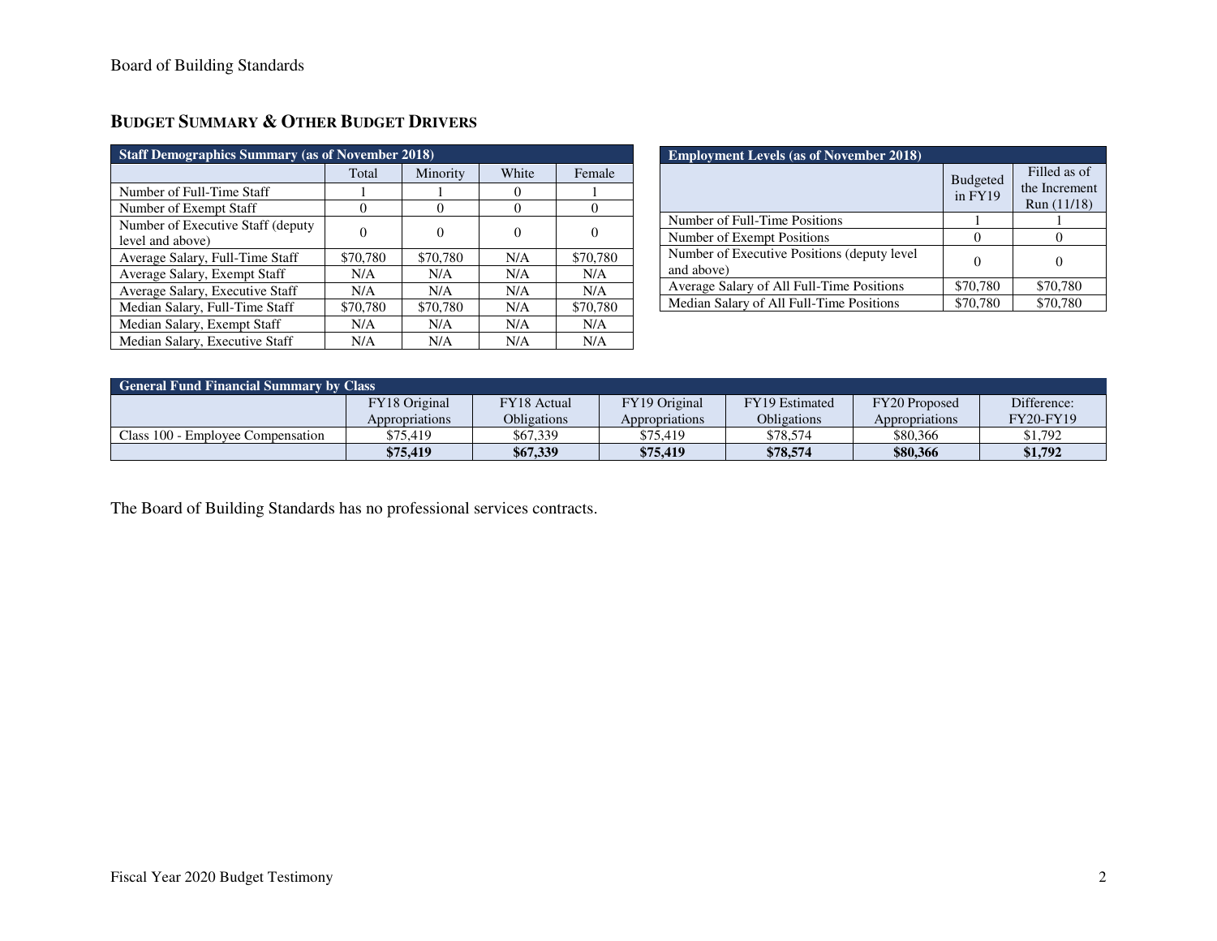## BUDGET SUMMARY & OTHER BUDGET DRIVERS

| Staff Demographics Summary (as of November 2018) | | | | |
|---|---|---|---|---|
| | Total | Minority | White | Female |
| Number of Full-Time Staff | 1 | 1 | 0 | 1 |
| Number of Exempt Staff | 0 | 0 | 0 | 0 |
| Number of Executive Staff (deputy level and above) | 0 | 0 | 0 | 0 |
| Average Salary, Full-Time Staff | $70,780 | $70,780 | N/A | $70,780 |
| Average Salary, Exempt Staff | N/A | N/A | N/A | N/A |
| Average Salary, Executive Staff | N/A | N/A | N/A | N/A |
| Median Salary, Full-Time Staff | $70,780 | $70,780 | N/A | $70,780 |
| Median Salary, Exempt Staff | N/A | N/A | N/A | N/A |
| Median Salary, Executive Staff | N/A | N/A | N/A | N/A |

| Employment Levels (as of November 2018) | | |
|---|---|---|
| | Budgeted in FY19 | Filled as of the Increment Run (11/18) |
| Number of Full-Time Positions | 1 | 1 |
| Number of Exempt Positions | 0 | 0 |
| Number of Executive Positions (deputy level and above) | 0 | 0 |
| Average Salary of All Full-Time Positions | $70,780 | $70,780 |
| Median Salary of All Full-Time Positions | $70,780 | $70,780 |

| General Fund Financial Summary by Class | | | | | | |
|---|---|---|---|---|---|---|
| | FY18 Original Appropriations | FY18 Actual Obligations | FY19 Original Appropriations | FY19 Estimated Obligations | FY20 Proposed Appropriations | Difference: FY20-FY19 |
| Class 100 - Employee Compensation | $75,419 | $67,339 | $75,419 | $78,574 | $80,366 | $1,792 |
| | **$75,419** | **$67,339** | **$75,419** | **$78,574** | **$80,366** | **$1,792** |

The Board of Building Standards has no professional services contracts.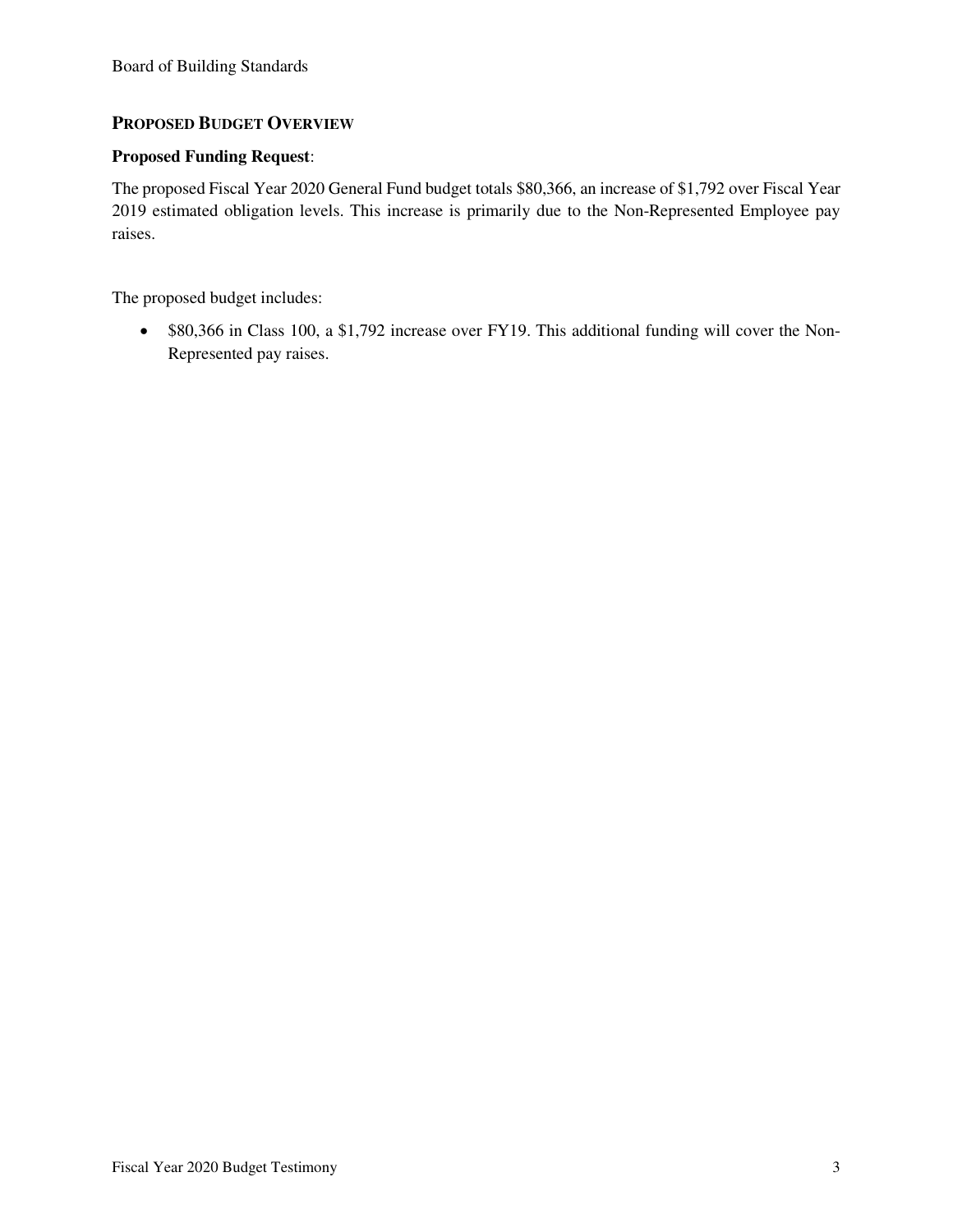## PROPOSED BUDGET OVERVIEW

**Proposed Funding Request**:

The proposed Fiscal Year 2020 General Fund budget totals $80,366, an increase of $1,792 over Fiscal Year 2019 estimated obligation levels. This increase is primarily due to the Non-Represented Employee pay raises.

The proposed budget includes:

- $80,366 in Class 100, a $1,792 increase over FY19. This additional funding will cover the Non-Represented pay raises.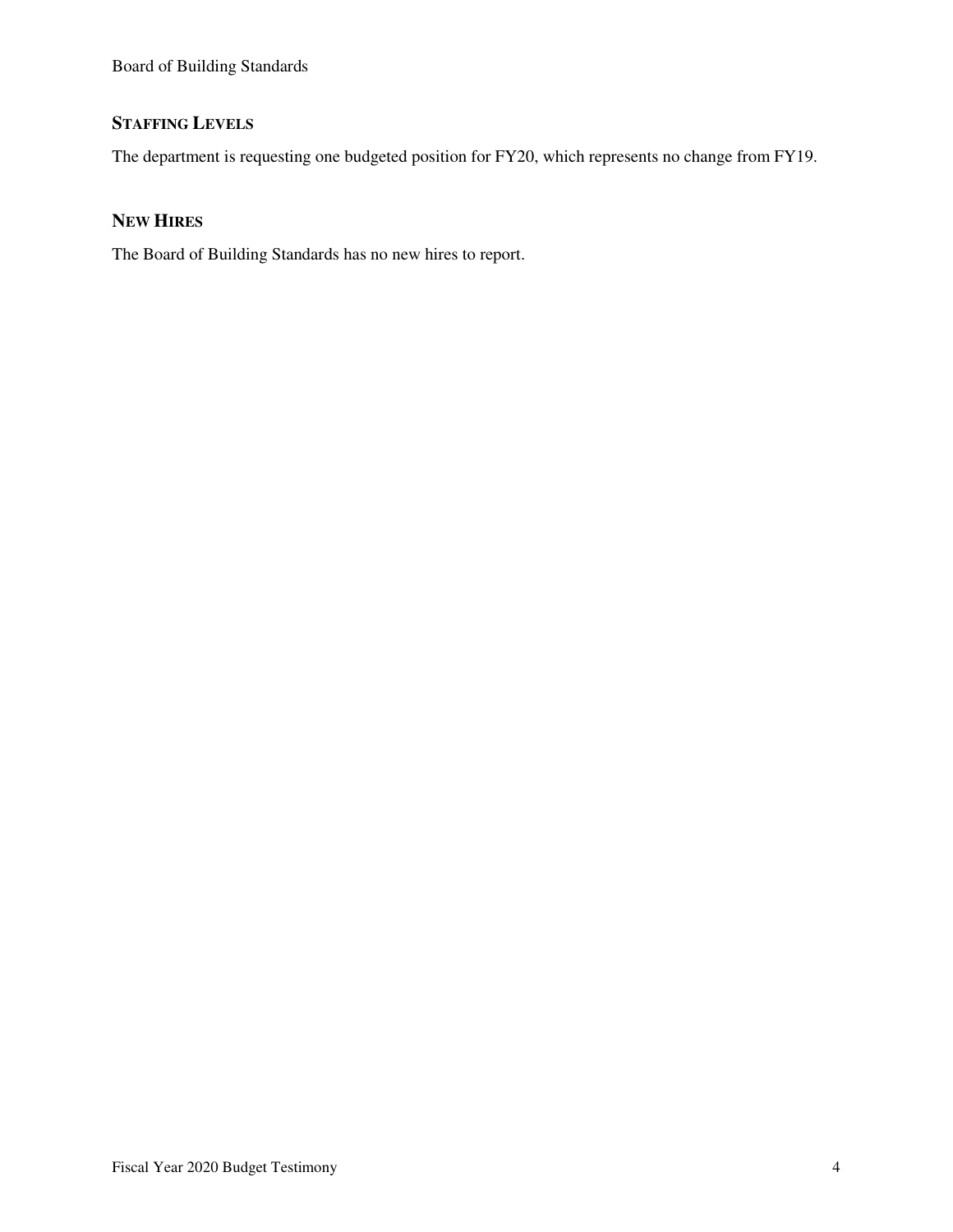## STAFFING LEVELS

The department is requesting one budgeted position for FY20, which represents no change from FY19.

## NEW HIRES

The Board of Building Standards has no new hires to report.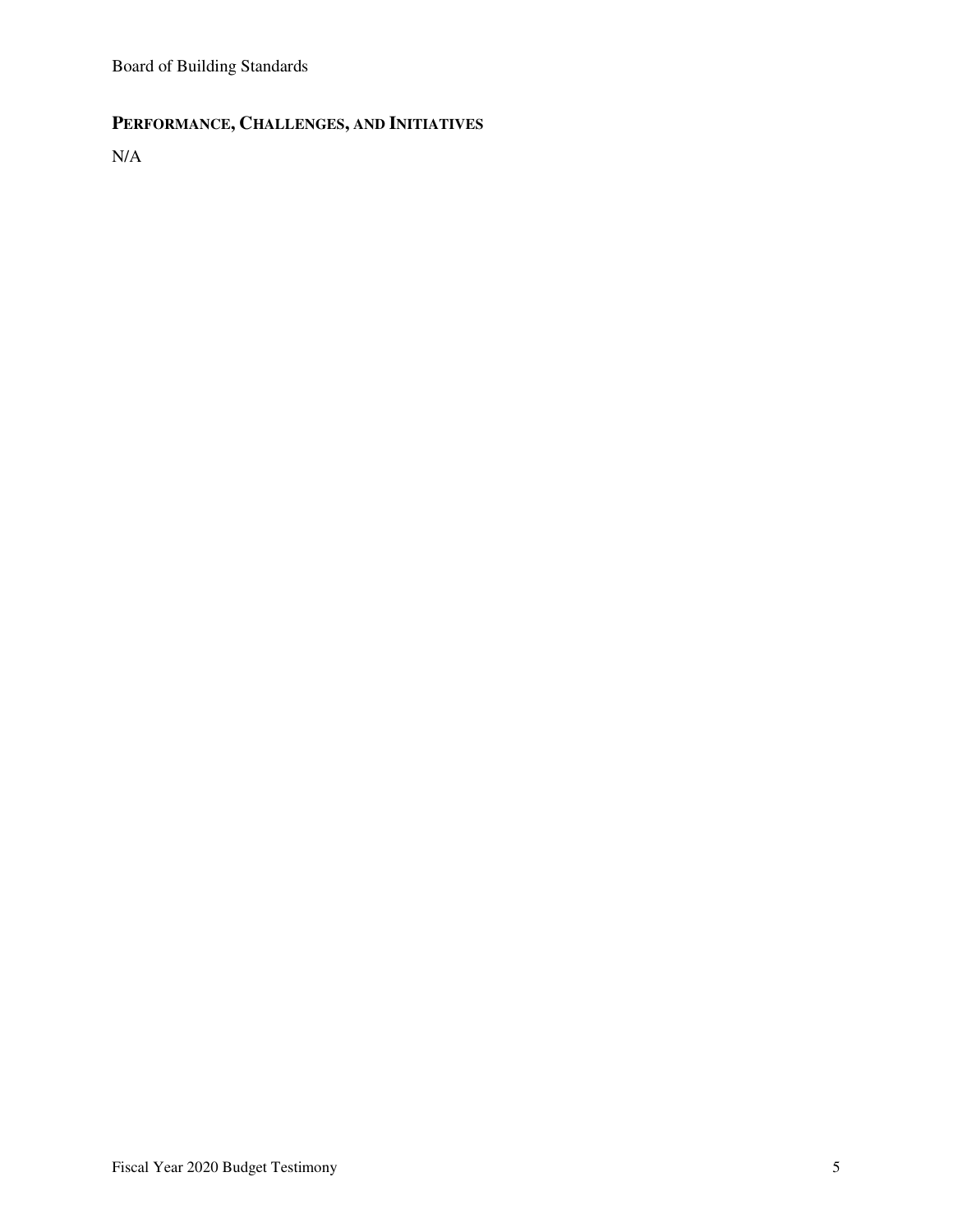## PERFORMANCE, CHALLENGES, AND INITIATIVES

N/A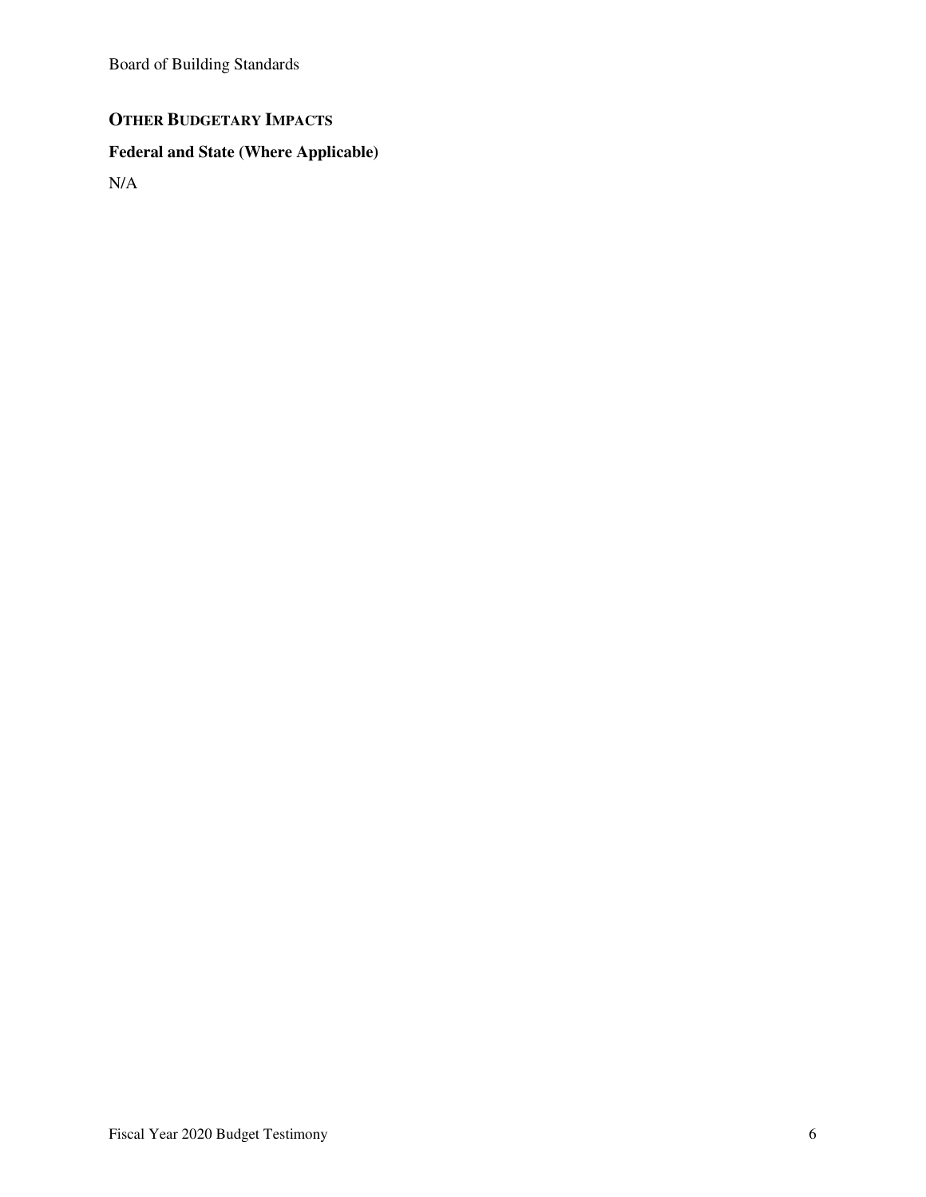## OTHER BUDGETARY IMPACTS

### Federal and State (Where Applicable)

N/A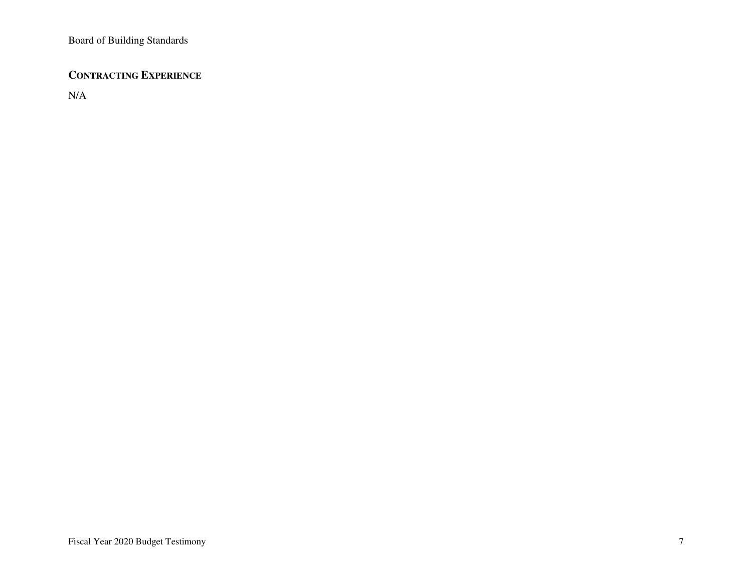## CONTRACTING EXPERIENCE

N/A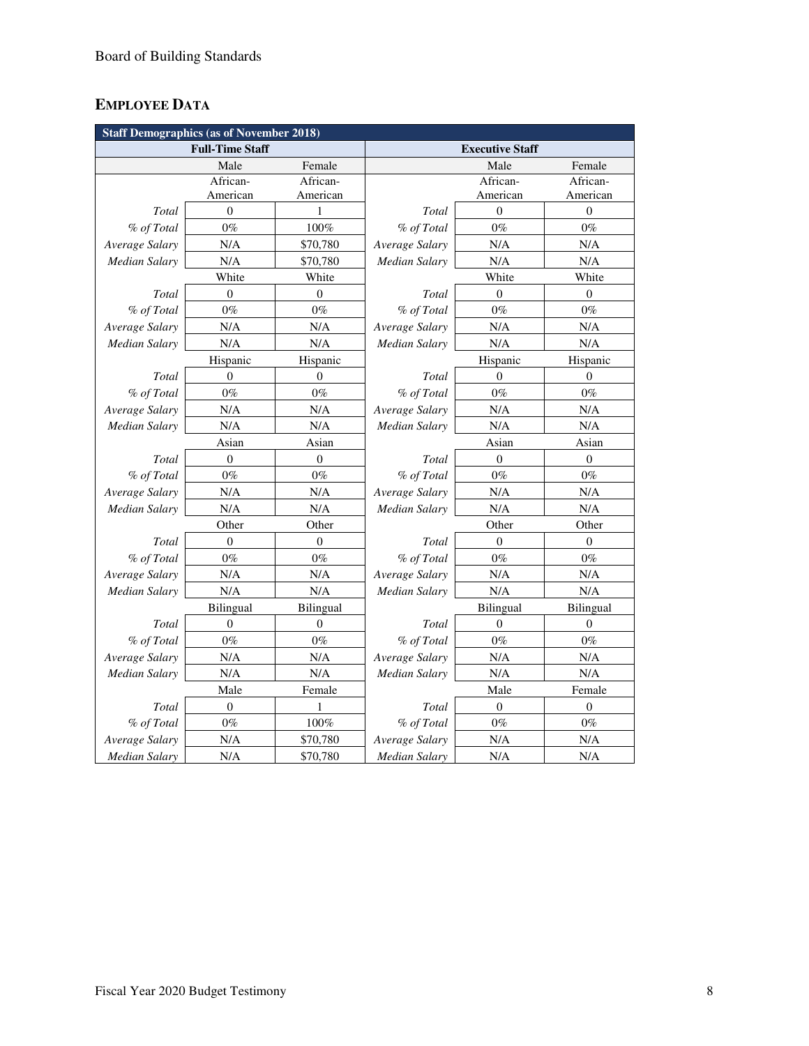## EMPLOYEE DATA

| Staff Demographics (as of November 2018) | | | | | |
|---|---|---|---|---|---|
| **Full-Time Staff** | | | **Executive Staff** | | |
| | Male | Female | | Male | Female |
| | African-American | African-American | | African-American | African-American |
| *Total* | 0 | 1 | *Total* | 0 | 0 |
| *% of Total* | 0% | 100% | *% of Total* | 0% | 0% |
| *Average Salary* | N/A | $70,780 | *Average Salary* | N/A | N/A |
| *Median Salary* | N/A | $70,780 | *Median Salary* | N/A | N/A |
| | White | White | | White | White |
| *Total* | 0 | 0 | *Total* | 0 | 0 |
| *% of Total* | 0% | 0% | *% of Total* | 0% | 0% |
| *Average Salary* | N/A | N/A | *Average Salary* | N/A | N/A |
| *Median Salary* | N/A | N/A | *Median Salary* | N/A | N/A |
| | Hispanic | Hispanic | | Hispanic | Hispanic |
| *Total* | 0 | 0 | *Total* | 0 | 0 |
| *% of Total* | 0% | 0% | *% of Total* | 0% | 0% |
| *Average Salary* | N/A | N/A | *Average Salary* | N/A | N/A |
| *Median Salary* | N/A | N/A | *Median Salary* | N/A | N/A |
| | Asian | Asian | | Asian | Asian |
| *Total* | 0 | 0 | *Total* | 0 | 0 |
| *% of Total* | 0% | 0% | *% of Total* | 0% | 0% |
| *Average Salary* | N/A | N/A | *Average Salary* | N/A | N/A |
| *Median Salary* | N/A | N/A | *Median Salary* | N/A | N/A |
| | Other | Other | | Other | Other |
| *Total* | 0 | 0 | *Total* | 0 | 0 |
| *% of Total* | 0% | 0% | *% of Total* | 0% | 0% |
| *Average Salary* | N/A | N/A | *Average Salary* | N/A | N/A |
| *Median Salary* | N/A | N/A | *Median Salary* | N/A | N/A |
| | Bilingual | Bilingual | | Bilingual | Bilingual |
| *Total* | 0 | 0 | *Total* | 0 | 0 |
| *% of Total* | 0% | 0% | *% of Total* | 0% | 0% |
| *Average Salary* | N/A | N/A | *Average Salary* | N/A | N/A |
| *Median Salary* | N/A | N/A | *Median Salary* | N/A | N/A |
| | Male | Female | | Male | Female |
| *Total* | 0 | 1 | *Total* | 0 | 0 |
| *% of Total* | 0% | 100% | *% of Total* | 0% | 0% |
| *Average Salary* | N/A | $70,780 | *Average Salary* | N/A | N/A |
| *Median Salary* | N/A | $70,780 | *Median Salary* | N/A | N/A |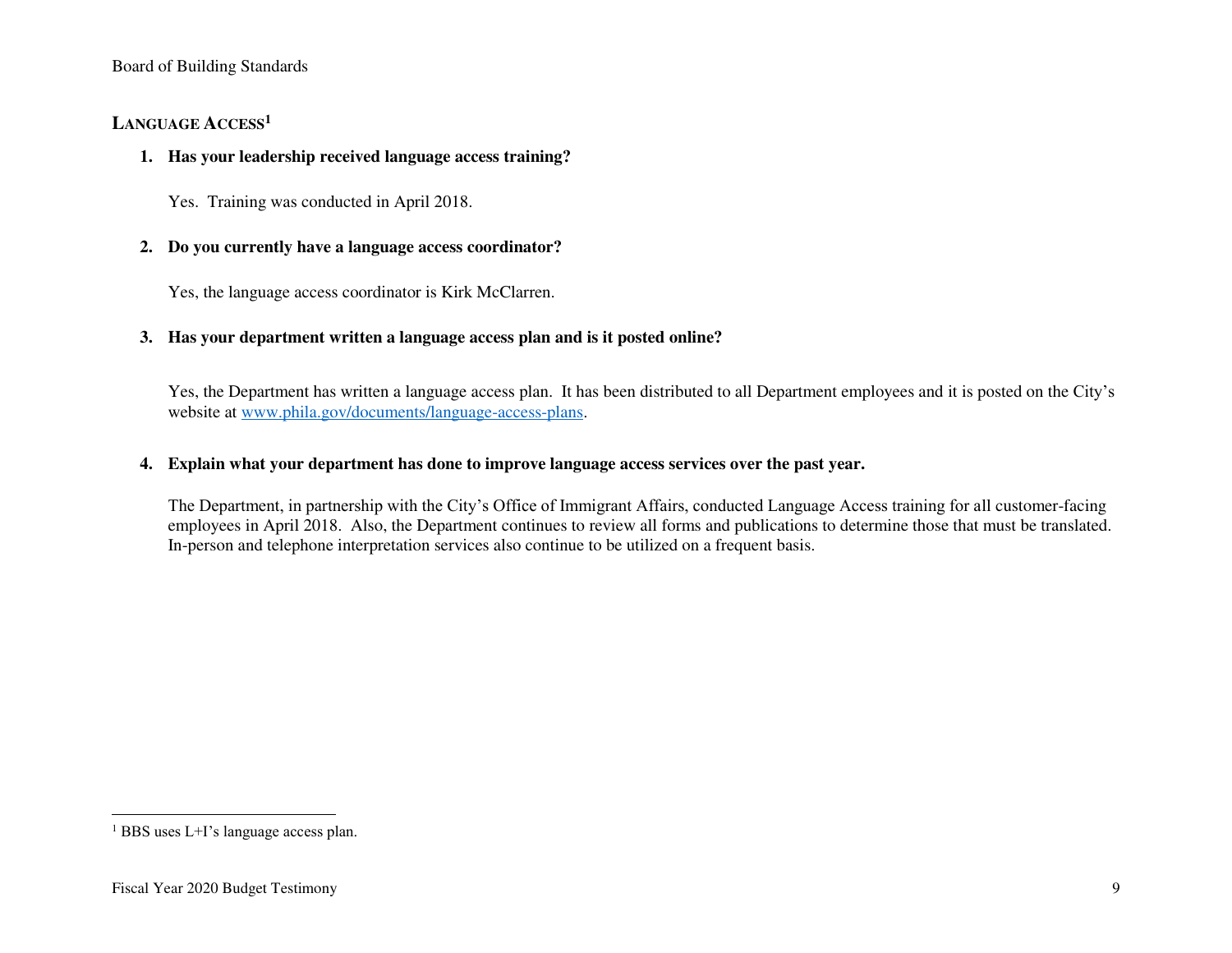## LANGUAGE ACCESS[1]

1. **Has your leadership received language access training?**

   Yes. Training was conducted in April 2018.

2. **Do you currently have a language access coordinator?**

   Yes, the language access coordinator is Kirk McClarren.

3. **Has your department written a language access plan and is it posted online?**

   Yes, the Department has written a language access plan. It has been distributed to all Department employees and it is posted on the City's website at www.phila.gov/documents/language-access-plans.

4. **Explain what your department has done to improve language access services over the past year.**

   The Department, in partnership with the City's Office of Immigrant Affairs, conducted Language Access training for all customer-facing employees in April 2018. Also, the Department continues to review all forms and publications to determine those that must be translated. In-person and telephone interpretation services also continue to be utilized on a frequent basis.

---

[1] BBS uses L+I's language access plan.